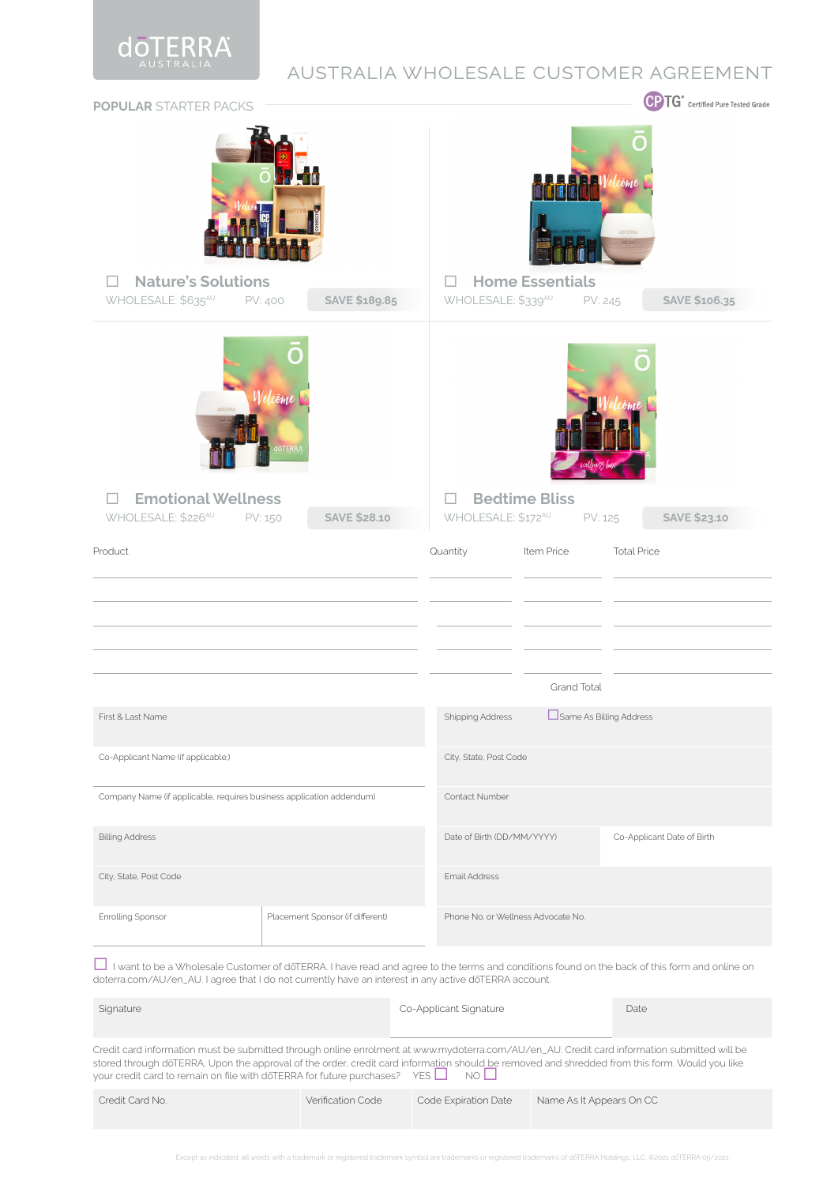dōTERRA AUSTRALIA

# AUSTRALIA WHOLESALE CUSTOMER AGREEMENT

## POPULAR STARTER PACKS

CPTG® Certified Pure Tested Grade

☐ **Nature's Solutions**
WHOLESALE: $635[AU] PV: 400 **SAVE $189.85**

☐ **Home Essentials**
WHOLESALE: $339[AU] PV: 245 **SAVE $106.35**

☐ **Emotional Wellness**
WHOLESALE: $226[AU] PV: 150 **SAVE $28.10**

☐ **Bedtime Bliss**
WHOLESALE: $172[AU] PV: 125 **SAVE $23.10**

| Product | Quantity | Item Price | Total Price |
|---|---|---|---|
| | | | |
| | | | |
| | | | |
| | | | |
| | | | |
| | | Grand Total | |

| | |
|---|---|
| First & Last Name | Shipping Address ☐ Same As Billing Address |
| Co-Applicant Name (if applicable;) | City, State, Post Code |
| Company Name (if applicable, requires business application addendum) | Contact Number |
| Billing Address | Date of Birth (DD/MM/YYYY) / Co-Applicant Date of Birth |
| City, State, Post Code | Email Address |
| Enrolling Sponsor / Placement Sponsor (if different) | Phone No. or Wellness Advocate No. |

☐ I want to be a Wholesale Customer of dōTERRA. I have read and agree to the terms and conditions found on the back of this form and online on doterra.com/AU/en_AU. I agree that I do not currently have an interest in any active dōTERRA account.

| Signature | Co-Applicant Signature | Date |
|---|---|---|
| | | |

Credit card information must be submitted through online enrolment at www.mydoterra.com/AU/en_AU. Credit card information submitted will be stored through dōTERRA. Upon the approval of the order, credit card information should be removed and shredded from this form. Would you like your credit card to remain on file with dōTERRA for future purchases? YES ☐ NO ☐

| Credit Card No. | Verification Code | Code Expiration Date | Name As It Appears On CC |
|---|---|---|---|
| | | | |

Except as indicated, all words with a trademark or registered trademark symbol are trademarks or registered trademarks of dōTERRA Holdings, LLC. ©2021 dōTERRA 05/2021.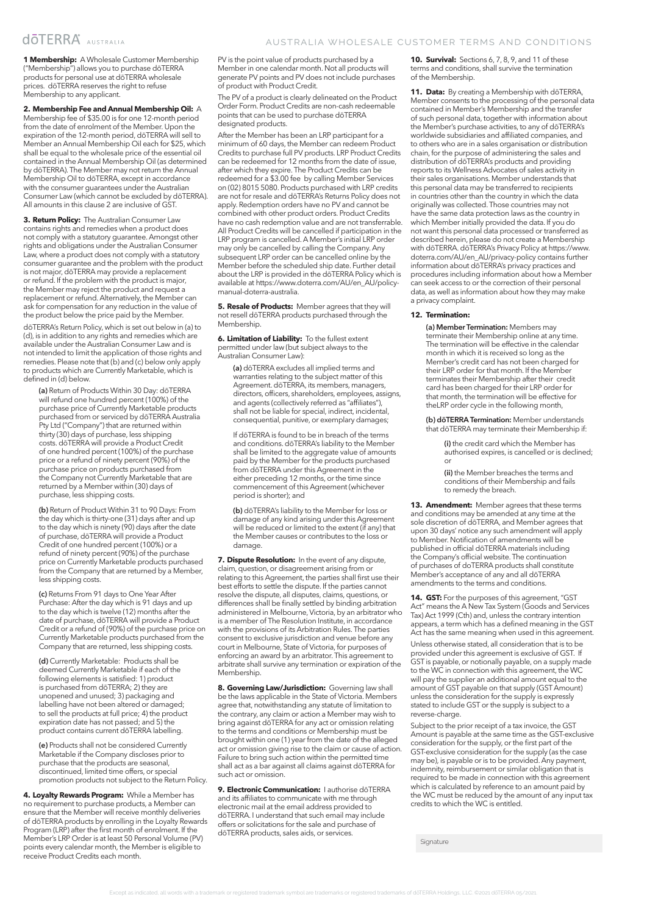# AUSTRALIA WHOLESALE CUSTOMER TERMS AND CONDITIONS

**1 Membership:** A Wholesale Customer Membership ("Membership") allows you to purchase dōTERRA products for personal use at dōTERRA wholesale prices. dōTERRA reserves the right to refuse Membership to any applicant.

**2. Membership Fee and Annual Membership Oil:** A Membership fee of $35.00 is for one 12-month period from the date of enrolment of the Member. Upon the expiration of the 12-month period, dōTERRA will sell to Member an Annual Membership Oil each for $25, which shall be equal to the wholesale price of the essential oil contained in the Annual Membership Oil (as determined by dōTERRA). The Member may not return the Annual Membership Oil to dōTERRA, except in accordance with the consumer guarantees under the Australian Consumer Law (which cannot be excluded by dōTERRA). All amounts in this clause 2 are inclusive of GST.

**3. Return Policy:** The Australian Consumer Law contains rights and remedies when a product does not comply with a statutory guarantee. Amongst other rights and obligations under the Australian Consumer Law, where a product does not comply with a statutory consumer guarantee and the problem with the product is not major, dōTERRA may provide a replacement or refund. If the problem with the product is major, the Member may reject the product and request a replacement or refund. Alternatively, the Member can ask for compensation for any reduction in the value of the product below the price paid by the Member.

dōTERRA's Return Policy, which is set out below in (a) to (d), is in addition to any rights and remedies which are available under the Australian Consumer Law and is not intended to limit the application of those rights and remedies. Please note that (b) and (c) below only apply to products which are Currently Marketable, which is defined in (d) below.

**(a)** Return of Products Within 30 Day: dōTERRA will refund one hundred percent (100%) of the purchase price of Currently Marketable products purchased from or serviced by dōTERRA Australia Pty Ltd ("Company") that are returned within thirty (30) days of purchase, less shipping costs. dōTERRA will provide a Product Credit of one hundred percent (100%) of the purchase price or a refund of ninety percent (90%) of the purchase price on products purchased from the Company not Currently Marketable that are returned by a Member within (30) days of purchase, less shipping costs.

**(b)** Return of Product Within 31 to 90 Days: From the day which is thirty-one (31) days after and up to the day which is ninety (90) days after the date of purchase, dōTERRA will provide a Product Credit of one hundred percent (100%) or a refund of ninety percent (90%) of the purchase price on Currently Marketable products purchased from the Company that are returned by a Member, less shipping costs.

**(c)** Returns From 91 days to One Year After Purchase: After the day which is 91 days and up to the day which is twelve (12) months after the date of purchase, dōTERRA will provide a Product Credit or a refund of (90%) of the purchase price on Currently Marketable products purchased from the Company that are returned, less shipping costs.

**(d)** Currently Marketable: Products shall be deemed Currently Marketable if each of the following elements is satisfied: 1) product is purchased from dōTERRA; 2) they are unopened and unused; 3) packaging and labelling have not been altered or damaged; to sell the products at full price; 4) the product expiration date has not passed; and 5) the product contains current dōTERRA labelling.

**(e)** Products shall not be considered Currently Marketable if the Company discloses prior to purchase that the products are seasonal, discontinued, limited time offers, or special promotion products not subject to the Return Policy.

**4. Loyalty Rewards Program:** While a Member has no requirement to purchase products, a Member can ensure that the Member will receive monthly deliveries of dōTERRA products by enrolling in the Loyalty Rewards Program (LRP) after the first month of enrolment. If the Member's LRP Order is at least 50 Personal Volume (PV) points every calendar month, the Member is eligible to receive Product Credits each month.

PV is the point value of products purchased by a Member in one calendar month. Not all products will generate PV points and PV does not include purchases of product with Product Credit.

The PV of a product is clearly delineated on the Product Order Form. Product Credits are non-cash redeemable points that can be used to purchase dōTERRA designated products.

After the Member has been an LRP participant for a minimum of 60 days, the Member can redeem Product Credits to purchase full PV products. LRP Product Credits can be redeemed for 12 months from the date of issue, after which they expire. The Product Credits can be redeemed for a $3.00 fee by calling Member Services on (02) 8015 5080. Products purchased with LRP credits are not for resale and dōTERRA's Returns Policy does not apply. Redemption orders have no PV and cannot be combined with other product orders. Product Credits have no cash redemption value and are not transferrable. All Product Credits will be cancelled if participation in the LRP program is cancelled. A Member's initial LRP order may only be cancelled by calling the Company. Any subsequent LRP order can be cancelled online by the Member before the scheduled ship date. Further detail about the LRP is provided in the dōTERRA Policy which is available at https://www.doterra.com/AU/en_AU/policy-manual-doterra-australia.

**5. Resale of Products:** Member agrees that they will not resell dōTERRA products purchased through the Membership.

**6. Limitation of Liability:** To the fullest extent permitted under law (but subject always to the Australian Consumer Law):

**(a)** dōTERRA excludes all implied terms and warranties relating to the subject matter of this Agreement. dōTERRA, its members, managers, directors, officers, shareholders, employees, assigns, and agents (collectively referred as "affiliates"), shall not be liable for special, indirect, incidental, consequential, punitive, or exemplary damages;

If dōTERRA is found to be in breach of the terms and conditions. dōTERRA's liability to the Member shall be limited to the aggregate value of amounts paid by the Member for the products purchased from dōTERRA under this Agreement in the either preceding 12 months, or the time since commencement of this Agreement (whichever period is shorter); and

**(b)** dōTERRA's liability to the Member for loss or damage of any kind arising under this Agreement will be reduced or limited to the extent (if any) that the Member causes or contributes to the loss or damage.

**7. Dispute Resolution:** In the event of any dispute, claim, question, or disagreement arising from or relating to this Agreement, the parties shall first use their best efforts to settle the dispute. If the parties cannot resolve the dispute, all disputes, claims, questions, or differences shall be finally settled by binding arbitration administered in Melbourne, Victoria, by an arbitrator who is a member of The Resolution Institute, in accordance with the provisions of its Arbitration Rules. The parties consent to exclusive jurisdiction and venue before any court in Melbourne, State of Victoria, for purposes of enforcing an award by an arbitrator. This agreement to arbitrate shall survive any termination or expiration of the Membership.

**8. Governing Law/Jurisdiction:** Governing law shall be the laws applicable in the State of Victoria. Members agree that, notwithstanding any statute of limitation to the contrary, any claim or action a Member may wish to bring against dōTERRA for any act or omission relating to the terms and conditions or Membership must be brought within one (1) year from the date of the alleged act or omission giving rise to the claim or cause of action. Failure to bring such action within the permitted time shall act as a bar against all claims against dōTERRA for such act or omission.

**9. Electronic Communication:** I authorise dōTERRA and its affiliates to communicate with me through electronic mail at the email address provided to dōTERRA. I understand that such email may include offers or solicitations for the sale and purchase of dōTERRA products, sales aids, or services.

**10. Survival:** Sections 6, 7, 8, 9, and 11 of these terms and conditions, shall survive the termination of the Membership.

**11. Data:** By creating a Membership with dōTERRA, Member consents to the processing of the personal data contained in Member's Membership and the transfer of such personal data, together with information about the Member's purchase activities, to any of dōTERRA's worldwide subsidiaries and affiliated companies, and to others who are in a sales organisation or distribution chain, for the purpose of administering the sales and distribution of dōTERRA's products and providing reports to its Wellness Advocates of sales activity in their sales organisations. Member understands that this personal data may be transferred to recipients in countries other than the country in which the data originally was collected. Those countries may not have the same data protection laws as the country in which Member initially provided the data. If you do not want this personal data processed or transferred as described herein, please do not create a Membership with dōTERRA. dōTERRA's Privacy Policy at https://www.doterra.com/AU/en_AU/privacy-policy contains further information about dōTERRA's privacy practices and procedures including information about how a Member can seek access to or the correction of their personal data, as well as information about how they may make a privacy complaint.

**12. Termination:**

**(a) Member Termination:** Members may terminate their Membership online at any time. The termination will be effective in the calendar month in which it is received so long as the Member's credit card has not been charged for their LRP order for that month. If the Member terminates their Membership after their credit card has been charged for their LRP order for that month, the termination will be effective for theLRP order cycle in the following month,

**(b) dōTERRA Termination:** Member understands that dōTERRA may terminate their Membership if:

**(i)** the credit card which the Member has authorised expires, is cancelled or is declined; or

**(ii)** the Member breaches the terms and conditions of their Membership and fails to remedy the breach.

**13. Amendment:** Member agrees that these terms and conditions may be amended at any time at the sole discretion of dōTERRA, and Member agrees that upon 30 days' notice any such amendment will apply to Member. Notification of amendments will be published in official dōTERRA materials including the Company's official website. The continuation of purchases of doTERRA products shall constitute Member's acceptance of any and all dōTERRA amendments to the terms and conditions.

**14. GST:** For the purposes of this agreement, "GST Act" means the A New Tax System (Goods and Services Tax) Act 1999 (Cth) and, unless the contrary intention appears, a term which has a defined meaning in the GST Act has the same meaning when used in this agreement.

Unless otherwise stated, all consideration that is to be provided under this agreement is exclusive of GST. If GST is payable, or notionally payable, on a supply made to the WC in connection with this agreement, the WC will pay the supplier an additional amount equal to the amount of GST payable on that supply (GST Amount) unless the consideration for the supply is expressly stated to include GST or the supply is subject to a reverse-charge.

Subject to the prior receipt of a tax invoice, the GST Amount is payable at the same time as the GST-exclusive consideration for the supply, or the first part of the GST-exclusive consideration for the supply (as the case may be), is payable or is to be provided. Any payment, indemnity, reimbursement or similar obligation that is required to be made in connection with this agreement which is calculated by reference to an amount paid by the WC must be reduced by the amount of any input tax credits to which the WC is entitled.

Signature

Except as indicated, all words with a trademark or registered trademark symbol are trademarks or registered trademarks of dōTERRA Holdings, LLC. ©2021 dōTERRA 05/2021